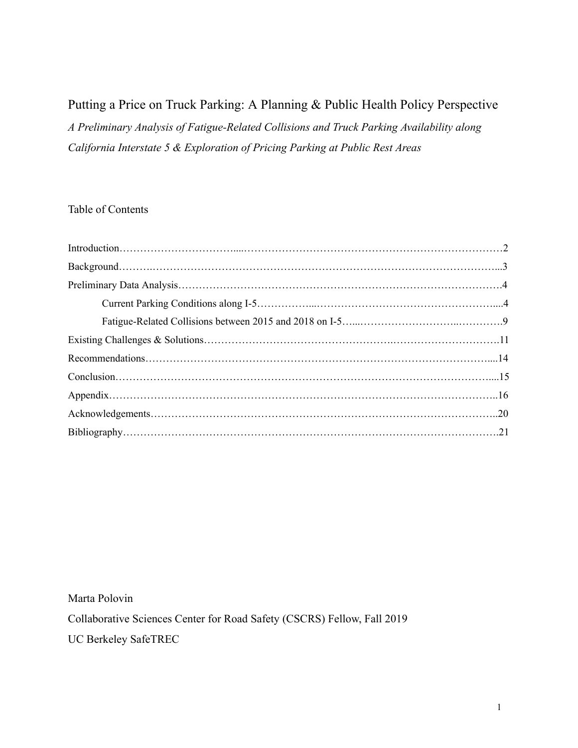# Putting a Price on Truck Parking: A Planning & Public Health Policy Perspective

*A Preliminary Analysis of Fatigue-Related Collisions and Truck Parking Availability along California Interstate 5 & Exploration of Pricing Parking at Public Rest Areas*

## Table of Contents

- Introduction……2
- Background……3
- Preliminary Data Analysis……4
    - Current Parking Conditions along I-5……4
    - Fatigue-Related Collisions between 2015 and 2018 on I-5……9
- Existing Challenges & Solutions……11
- Recommendations……14
- Conclusion……15
- Appendix……16
- Acknowledgements……20
- Bibliography……21

Marta Polovin

Collaborative Sciences Center for Road Safety (CSCRS) Fellow, Fall 2019

UC Berkeley SafeTREC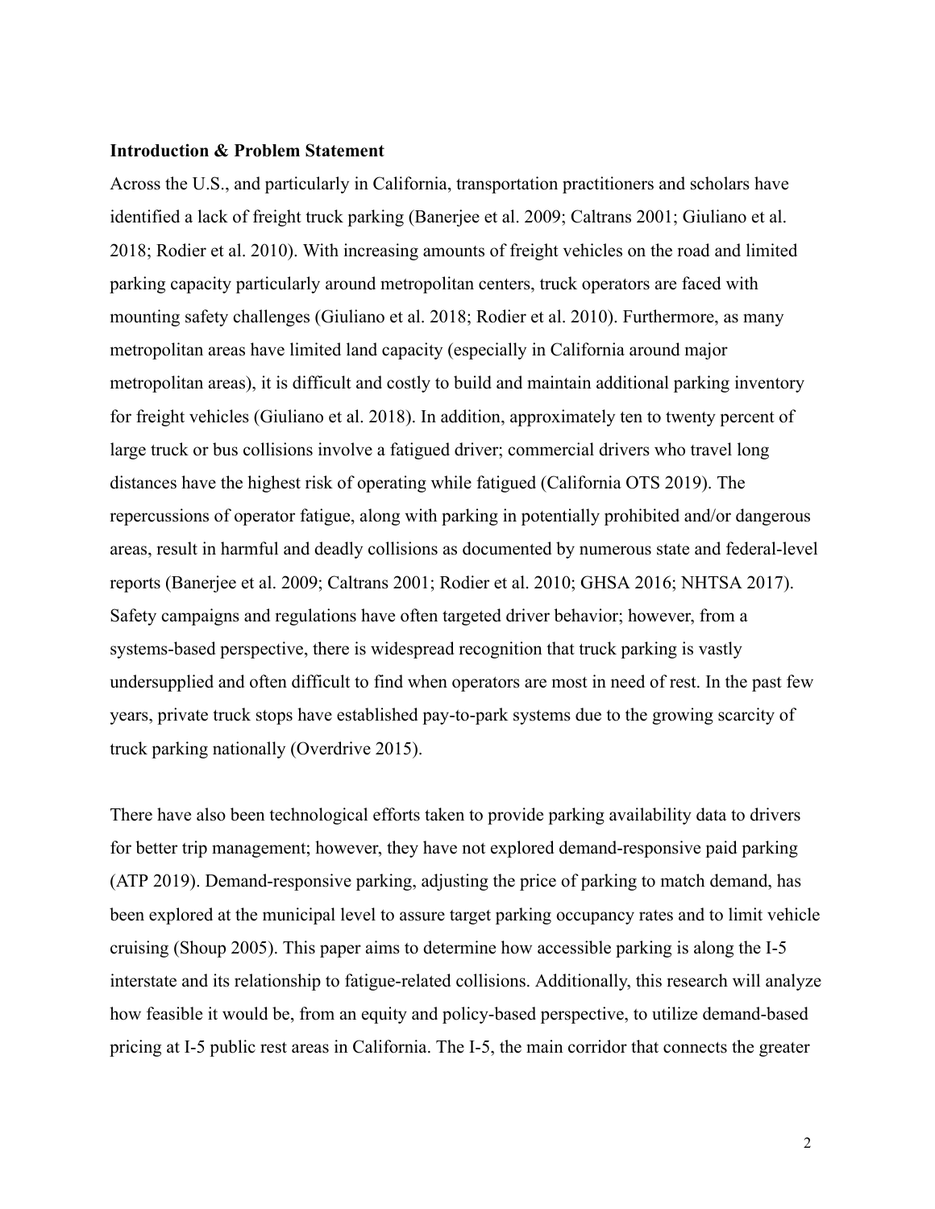**Introduction & Problem Statement**

Across the U.S., and particularly in California, transportation practitioners and scholars have identified a lack of freight truck parking (Banerjee et al. 2009; Caltrans 2001; Giuliano et al. 2018; Rodier et al. 2010). With increasing amounts of freight vehicles on the road and limited parking capacity particularly around metropolitan centers, truck operators are faced with mounting safety challenges (Giuliano et al. 2018; Rodier et al. 2010). Furthermore, as many metropolitan areas have limited land capacity (especially in California around major metropolitan areas), it is difficult and costly to build and maintain additional parking inventory for freight vehicles (Giuliano et al. 2018). In addition, approximately ten to twenty percent of large truck or bus collisions involve a fatigued driver; commercial drivers who travel long distances have the highest risk of operating while fatigued (California OTS 2019). The repercussions of operator fatigue, along with parking in potentially prohibited and/or dangerous areas, result in harmful and deadly collisions as documented by numerous state and federal-level reports (Banerjee et al. 2009; Caltrans 2001; Rodier et al. 2010; GHSA 2016; NHTSA 2017). Safety campaigns and regulations have often targeted driver behavior; however, from a systems-based perspective, there is widespread recognition that truck parking is vastly undersupplied and often difficult to find when operators are most in need of rest. In the past few years, private truck stops have established pay-to-park systems due to the growing scarcity of truck parking nationally (Overdrive 2015).

There have also been technological efforts taken to provide parking availability data to drivers for better trip management; however, they have not explored demand-responsive paid parking (ATP 2019). Demand-responsive parking, adjusting the price of parking to match demand, has been explored at the municipal level to assure target parking occupancy rates and to limit vehicle cruising (Shoup 2005). This paper aims to determine how accessible parking is along the I-5 interstate and its relationship to fatigue-related collisions. Additionally, this research will analyze how feasible it would be, from an equity and policy-based perspective, to utilize demand-based pricing at I-5 public rest areas in California. The I-5, the main corridor that connects the greater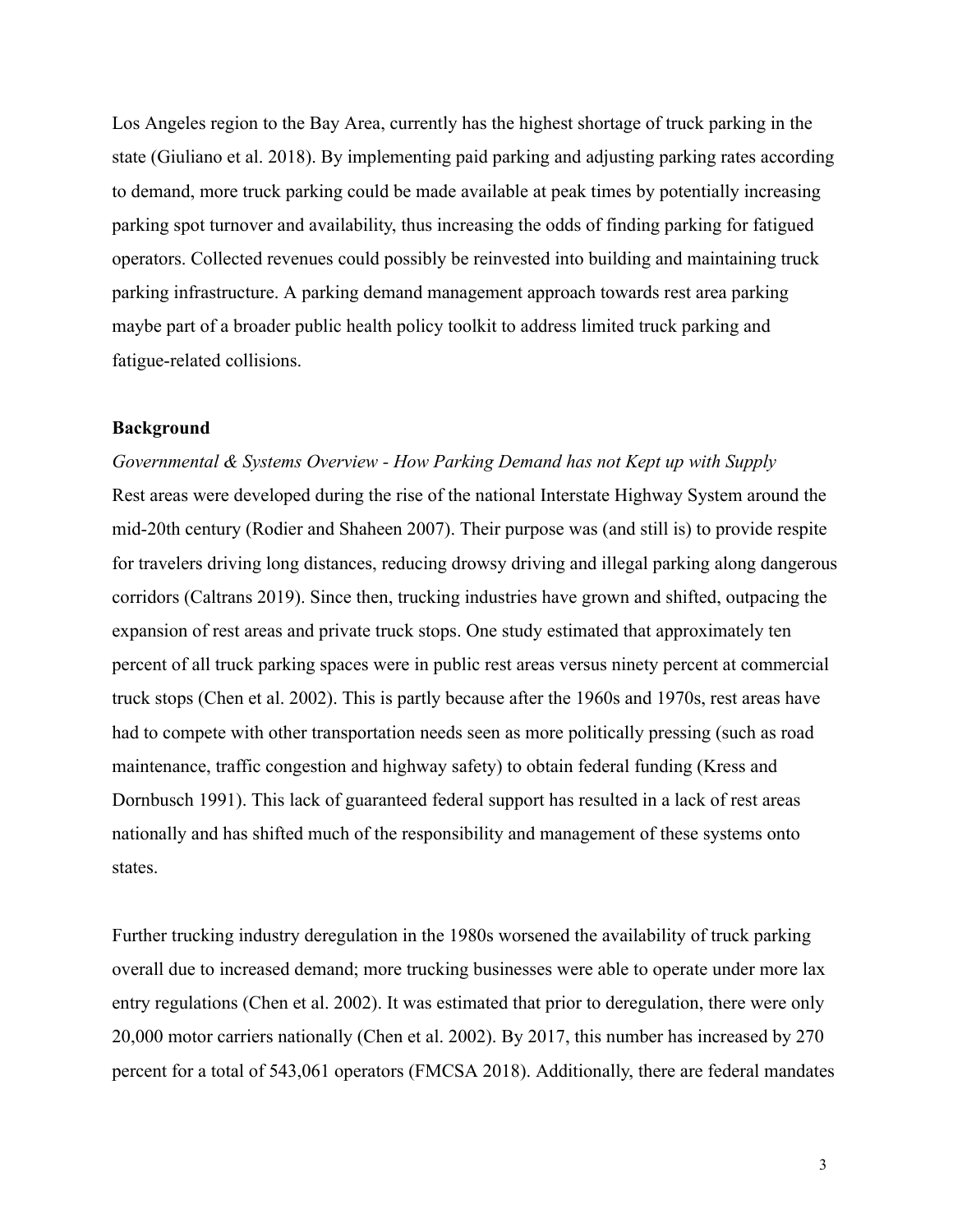Los Angeles region to the Bay Area, currently has the highest shortage of truck parking in the state (Giuliano et al. 2018). By implementing paid parking and adjusting parking rates according to demand, more truck parking could be made available at peak times by potentially increasing parking spot turnover and availability, thus increasing the odds of finding parking for fatigued operators. Collected revenues could possibly be reinvested into building and maintaining truck parking infrastructure. A parking demand management approach towards rest area parking maybe part of a broader public health policy toolkit to address limited truck parking and fatigue-related collisions.

## Background

*Governmental & Systems Overview - How Parking Demand has not Kept up with Supply*

Rest areas were developed during the rise of the national Interstate Highway System around the mid-20th century (Rodier and Shaheen 2007). Their purpose was (and still is) to provide respite for travelers driving long distances, reducing drowsy driving and illegal parking along dangerous corridors (Caltrans 2019). Since then, trucking industries have grown and shifted, outpacing the expansion of rest areas and private truck stops. One study estimated that approximately ten percent of all truck parking spaces were in public rest areas versus ninety percent at commercial truck stops (Chen et al. 2002). This is partly because after the 1960s and 1970s, rest areas have had to compete with other transportation needs seen as more politically pressing (such as road maintenance, traffic congestion and highway safety) to obtain federal funding (Kress and Dornbusch 1991). This lack of guaranteed federal support has resulted in a lack of rest areas nationally and has shifted much of the responsibility and management of these systems onto states.

Further trucking industry deregulation in the 1980s worsened the availability of truck parking overall due to increased demand; more trucking businesses were able to operate under more lax entry regulations (Chen et al. 2002). It was estimated that prior to deregulation, there were only 20,000 motor carriers nationally (Chen et al. 2002). By 2017, this number has increased by 270 percent for a total of 543,061 operators (FMCSA 2018). Additionally, there are federal mandates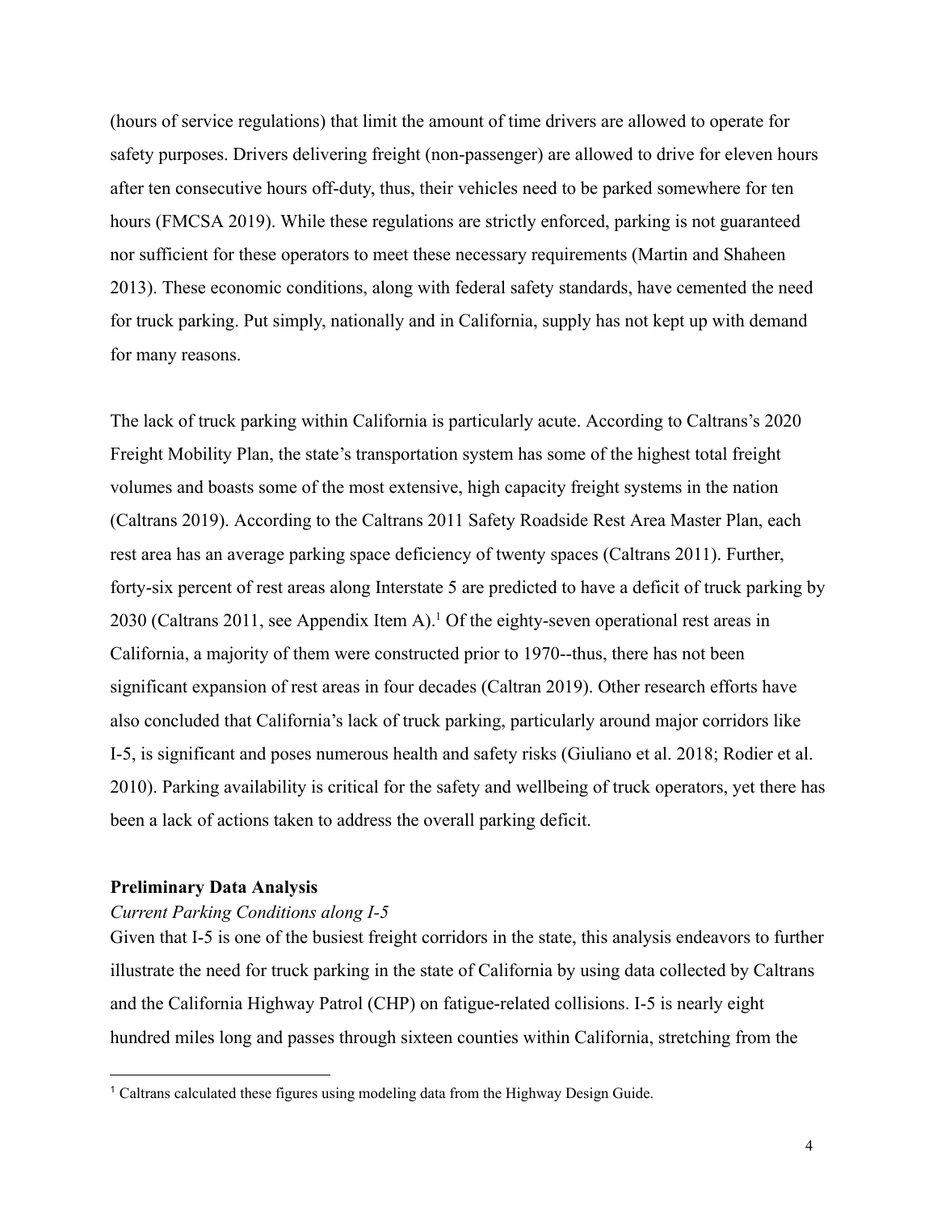(hours of service regulations) that limit the amount of time drivers are allowed to operate for safety purposes. Drivers delivering freight (non-passenger) are allowed to drive for eleven hours after ten consecutive hours off-duty, thus, their vehicles need to be parked somewhere for ten hours (FMCSA 2019). While these regulations are strictly enforced, parking is not guaranteed nor sufficient for these operators to meet these necessary requirements (Martin and Shaheen 2013). These economic conditions, along with federal safety standards, have cemented the need for truck parking. Put simply, nationally and in California, supply has not kept up with demand for many reasons.

The lack of truck parking within California is particularly acute. According to Caltrans's 2020 Freight Mobility Plan, the state's transportation system has some of the highest total freight volumes and boasts some of the most extensive, high capacity freight systems in the nation (Caltrans 2019). According to the Caltrans 2011 Safety Roadside Rest Area Master Plan, each rest area has an average parking space deficiency of twenty spaces (Caltrans 2011). Further, forty-six percent of rest areas along Interstate 5 are predicted to have a deficit of truck parking by 2030 (Caltrans 2011, see Appendix Item A).[1] Of the eighty-seven operational rest areas in California, a majority of them were constructed prior to 1970--thus, there has not been significant expansion of rest areas in four decades (Caltran 2019). Other research efforts have also concluded that California's lack of truck parking, particularly around major corridors like I-5, is significant and poses numerous health and safety risks (Giuliano et al. 2018; Rodier et al. 2010). Parking availability is critical for the safety and wellbeing of truck operators, yet there has been a lack of actions taken to address the overall parking deficit.

**Preliminary Data Analysis**

*Current Parking Conditions along I-5*

Given that I-5 is one of the busiest freight corridors in the state, this analysis endeavors to further illustrate the need for truck parking in the state of California by using data collected by Caltrans and the California Highway Patrol (CHP) on fatigue-related collisions. I-5 is nearly eight hundred miles long and passes through sixteen counties within California, stretching from the

[1] Caltrans calculated these figures using modeling data from the Highway Design Guide.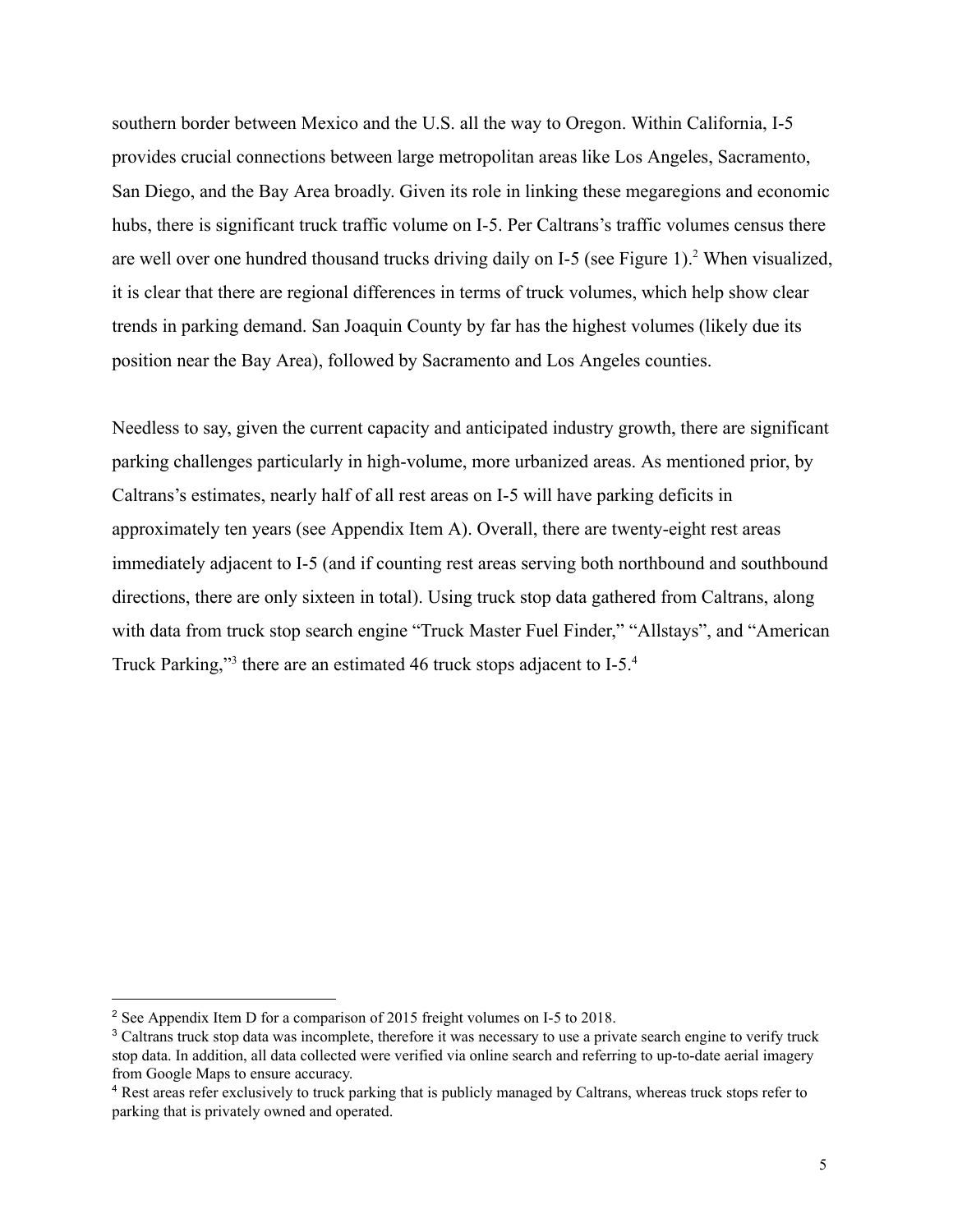southern border between Mexico and the U.S. all the way to Oregon. Within California, I-5 provides crucial connections between large metropolitan areas like Los Angeles, Sacramento, San Diego, and the Bay Area broadly. Given its role in linking these megaregions and economic hubs, there is significant truck traffic volume on I-5. Per Caltrans's traffic volumes census there are well over one hundred thousand trucks driving daily on I-5 (see Figure 1).[2] When visualized, it is clear that there are regional differences in terms of truck volumes, which help show clear trends in parking demand. San Joaquin County by far has the highest volumes (likely due its position near the Bay Area), followed by Sacramento and Los Angeles counties.

Needless to say, given the current capacity and anticipated industry growth, there are significant parking challenges particularly in high-volume, more urbanized areas. As mentioned prior, by Caltrans's estimates, nearly half of all rest areas on I-5 will have parking deficits in approximately ten years (see Appendix Item A). Overall, there are twenty-eight rest areas immediately adjacent to I-5 (and if counting rest areas serving both northbound and southbound directions, there are only sixteen in total). Using truck stop data gathered from Caltrans, along with data from truck stop search engine "Truck Master Fuel Finder," "Allstays", and "American Truck Parking,"[3] there are an estimated 46 truck stops adjacent to I-5.[4]

---

[2] See Appendix Item D for a comparison of 2015 freight volumes on I-5 to 2018.

[3] Caltrans truck stop data was incomplete, therefore it was necessary to use a private search engine to verify truck stop data. In addition, all data collected were verified via online search and referring to up-to-date aerial imagery from Google Maps to ensure accuracy.

[4] Rest areas refer exclusively to truck parking that is publicly managed by Caltrans, whereas truck stops refer to parking that is privately owned and operated.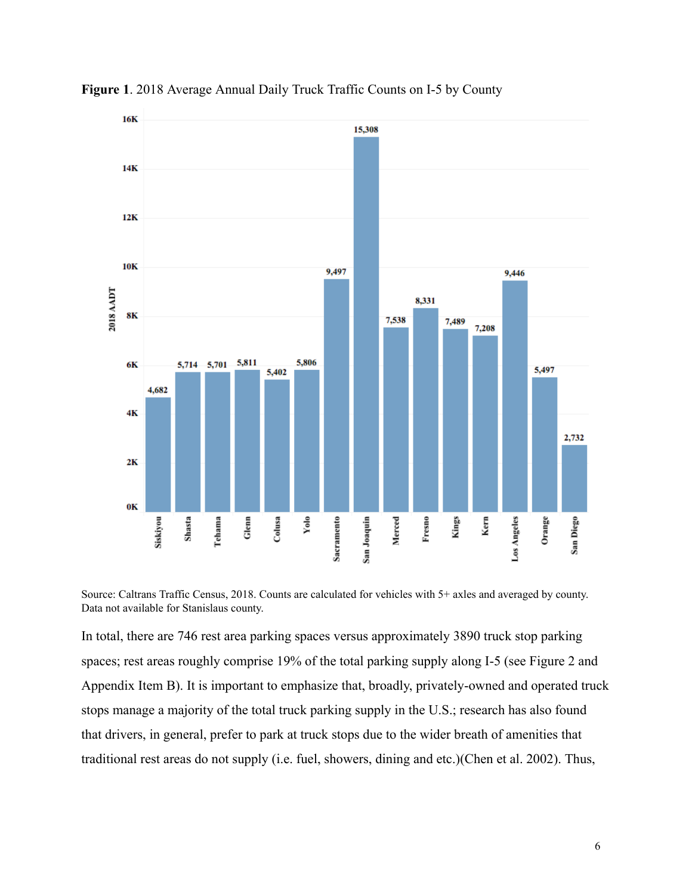**Figure 1**. 2018 Average Annual Daily Truck Traffic Counts on I-5 by County

Source: Caltrans Traffic Census, 2018. Counts are calculated for vehicles with 5+ axles and averaged by county. Data not available for Stanislaus county.

In total, there are 746 rest area parking spaces versus approximately 3890 truck stop parking spaces; rest areas roughly comprise 19% of the total parking supply along I-5 (see Figure 2 and Appendix Item B). It is important to emphasize that, broadly, privately-owned and operated truck stops manage a majority of the total truck parking supply in the U.S.; research has also found that drivers, in general, prefer to park at truck stops due to the wider breath of amenities that traditional rest areas do not supply (i.e. fuel, showers, dining and etc.)(Chen et al. 2002). Thus,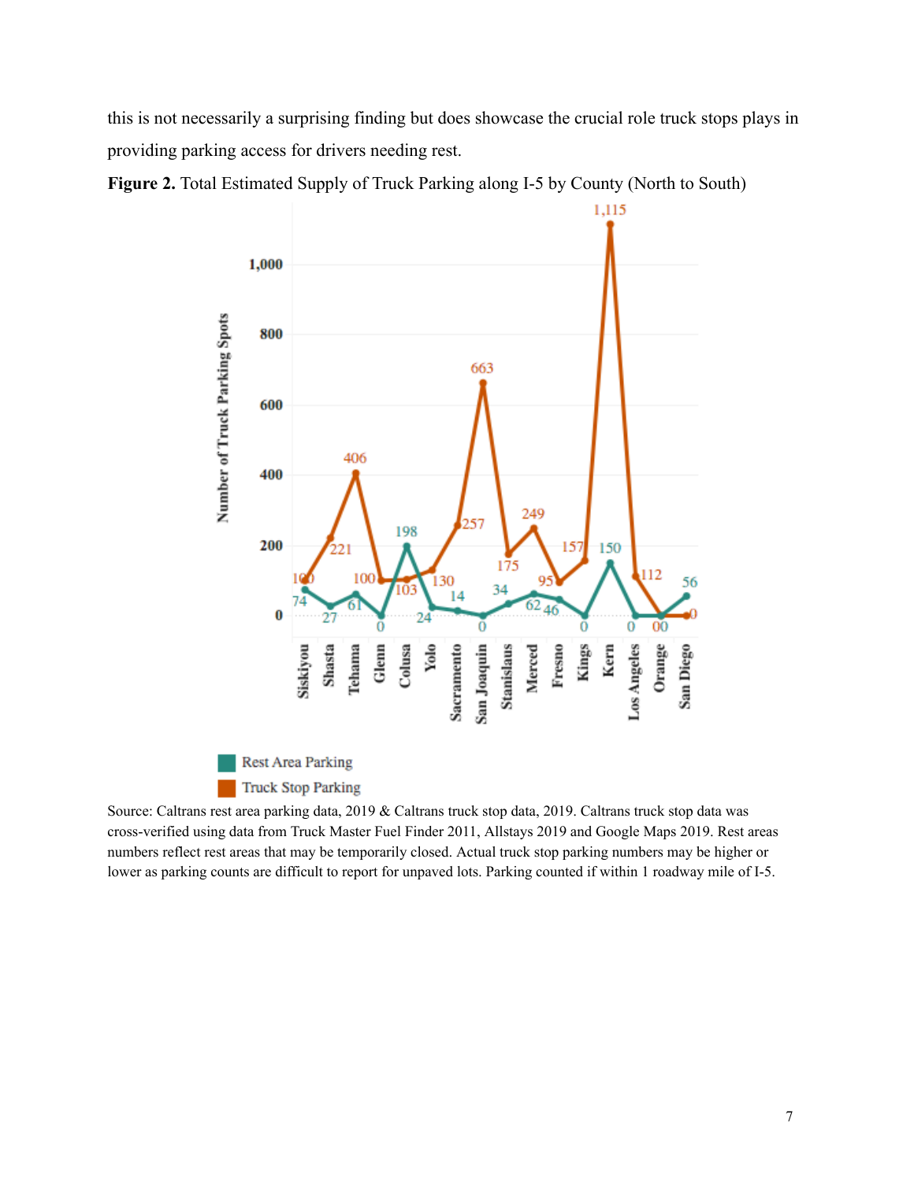this is not necessarily a surprising finding but does showcase the crucial role truck stops plays in providing parking access for drivers needing rest.

**Figure 2.** Total Estimated Supply of Truck Parking along I-5 by County (North to South)

Source: Caltrans rest area parking data, 2019 & Caltrans truck stop data, 2019. Caltrans truck stop data was cross-verified using data from Truck Master Fuel Finder 2011, Allstays 2019 and Google Maps 2019. Rest areas numbers reflect rest areas that may be temporarily closed. Actual truck stop parking numbers may be higher or lower as parking counts are difficult to report for unpaved lots. Parking counted if within 1 roadway mile of I-5.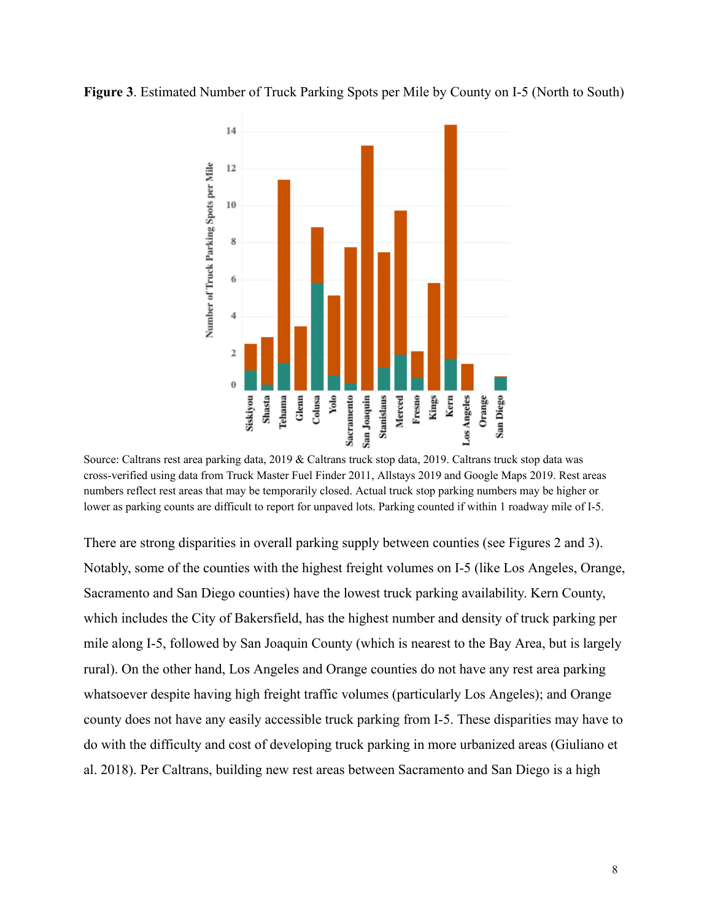**Figure 3**. Estimated Number of Truck Parking Spots per Mile by County on I-5 (North to South)

Source: Caltrans rest area parking data, 2019 & Caltrans truck stop data, 2019. Caltrans truck stop data was cross-verified using data from Truck Master Fuel Finder 2011, Allstays 2019 and Google Maps 2019. Rest areas numbers reflect rest areas that may be temporarily closed. Actual truck stop parking numbers may be higher or lower as parking counts are difficult to report for unpaved lots. Parking counted if within 1 roadway mile of I-5.

There are strong disparities in overall parking supply between counties (see Figures 2 and 3). Notably, some of the counties with the highest freight volumes on I-5 (like Los Angeles, Orange, Sacramento and San Diego counties) have the lowest truck parking availability. Kern County, which includes the City of Bakersfield, has the highest number and density of truck parking per mile along I-5, followed by San Joaquin County (which is nearest to the Bay Area, but is largely rural). On the other hand, Los Angeles and Orange counties do not have any rest area parking whatsoever despite having high freight traffic volumes (particularly Los Angeles); and Orange county does not have any easily accessible truck parking from I-5. These disparities may have to do with the difficulty and cost of developing truck parking in more urbanized areas (Giuliano et al. 2018). Per Caltrans, building new rest areas between Sacramento and San Diego is a high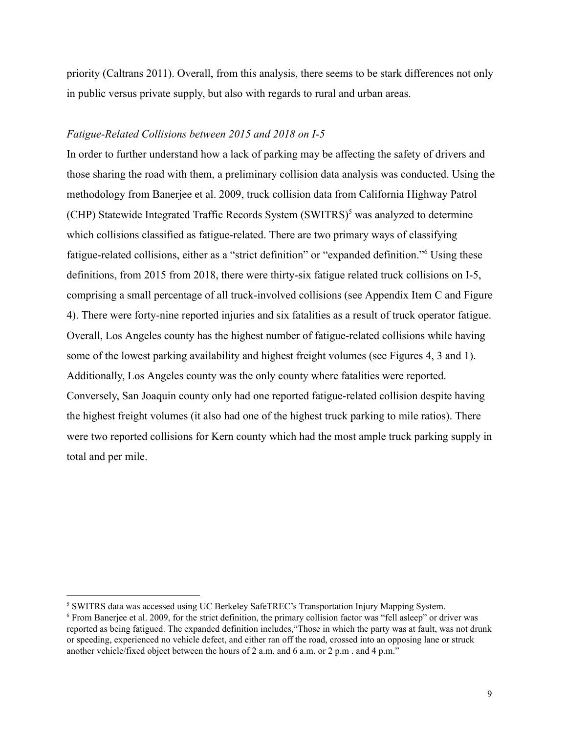priority (Caltrans 2011). Overall, from this analysis, there seems to be stark differences not only in public versus private supply, but also with regards to rural and urban areas.

*Fatigue-Related Collisions between 2015 and 2018 on I-5*

In order to further understand how a lack of parking may be affecting the safety of drivers and those sharing the road with them, a preliminary collision data analysis was conducted. Using the methodology from Banerjee et al. 2009, truck collision data from California Highway Patrol (CHP) Statewide Integrated Traffic Records System (SWITRS)[5] was analyzed to determine which collisions classified as fatigue-related. There are two primary ways of classifying fatigue-related collisions, either as a "strict definition" or "expanded definition."[6] Using these definitions, from 2015 from 2018, there were thirty-six fatigue related truck collisions on I-5, comprising a small percentage of all truck-involved collisions (see Appendix Item C and Figure 4). There were forty-nine reported injuries and six fatalities as a result of truck operator fatigue. Overall, Los Angeles county has the highest number of fatigue-related collisions while having some of the lowest parking availability and highest freight volumes (see Figures 4, 3 and 1). Additionally, Los Angeles county was the only county where fatalities were reported. Conversely, San Joaquin county only had one reported fatigue-related collision despite having the highest freight volumes (it also had one of the highest truck parking to mile ratios). There were two reported collisions for Kern county which had the most ample truck parking supply in total and per mile.

---

[5] SWITRS data was accessed using UC Berkeley SafeTREC's Transportation Injury Mapping System.

[6] From Banerjee et al. 2009, for the strict definition, the primary collision factor was "fell asleep" or driver was reported as being fatigued. The expanded definition includes,"Those in which the party was at fault, was not drunk or speeding, experienced no vehicle defect, and either ran off the road, crossed into an opposing lane or struck another vehicle/fixed object between the hours of 2 a.m. and 6 a.m. or 2 p.m . and 4 p.m."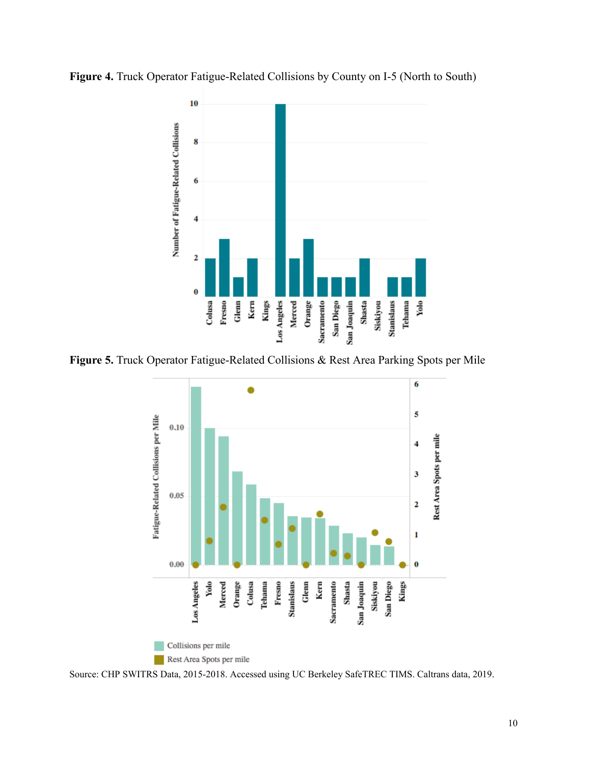**Figure 4.** Truck Operator Fatigue-Related Collisions by County on I-5 (North to South)

**Figure 5.** Truck Operator Fatigue-Related Collisions & Rest Area Parking Spots per Mile

Source: CHP SWITRS Data, 2015-2018. Accessed using UC Berkeley SafeTREC TIMS. Caltrans data, 2019.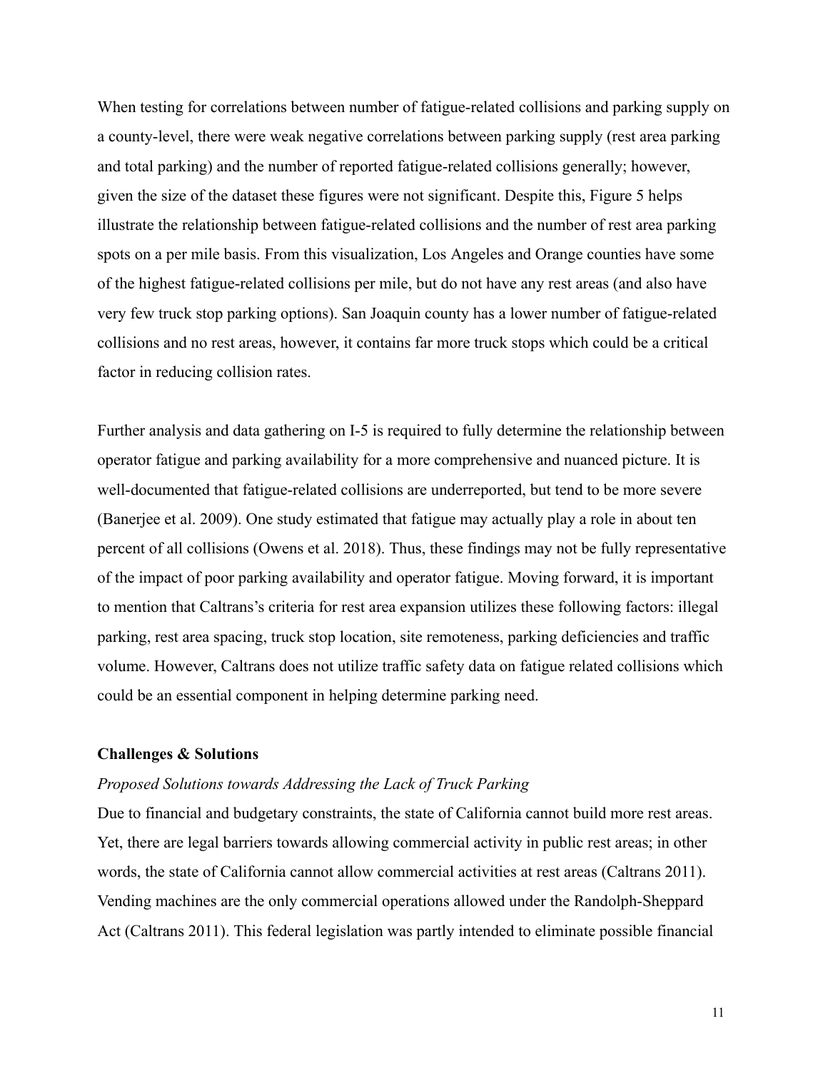When testing for correlations between number of fatigue-related collisions and parking supply on a county-level, there were weak negative correlations between parking supply (rest area parking and total parking) and the number of reported fatigue-related collisions generally; however, given the size of the dataset these figures were not significant. Despite this, Figure 5 helps illustrate the relationship between fatigue-related collisions and the number of rest area parking spots on a per mile basis. From this visualization, Los Angeles and Orange counties have some of the highest fatigue-related collisions per mile, but do not have any rest areas (and also have very few truck stop parking options). San Joaquin county has a lower number of fatigue-related collisions and no rest areas, however, it contains far more truck stops which could be a critical factor in reducing collision rates.

Further analysis and data gathering on I-5 is required to fully determine the relationship between operator fatigue and parking availability for a more comprehensive and nuanced picture. It is well-documented that fatigue-related collisions are underreported, but tend to be more severe (Banerjee et al. 2009). One study estimated that fatigue may actually play a role in about ten percent of all collisions (Owens et al. 2018). Thus, these findings may not be fully representative of the impact of poor parking availability and operator fatigue. Moving forward, it is important to mention that Caltrans's criteria for rest area expansion utilizes these following factors: illegal parking, rest area spacing, truck stop location, site remoteness, parking deficiencies and traffic volume. However, Caltrans does not utilize traffic safety data on fatigue related collisions which could be an essential component in helping determine parking need.

**Challenges & Solutions**

*Proposed Solutions towards Addressing the Lack of Truck Parking*

Due to financial and budgetary constraints, the state of California cannot build more rest areas. Yet, there are legal barriers towards allowing commercial activity in public rest areas; in other words, the state of California cannot allow commercial activities at rest areas (Caltrans 2011). Vending machines are the only commercial operations allowed under the Randolph-Sheppard Act (Caltrans 2011). This federal legislation was partly intended to eliminate possible financial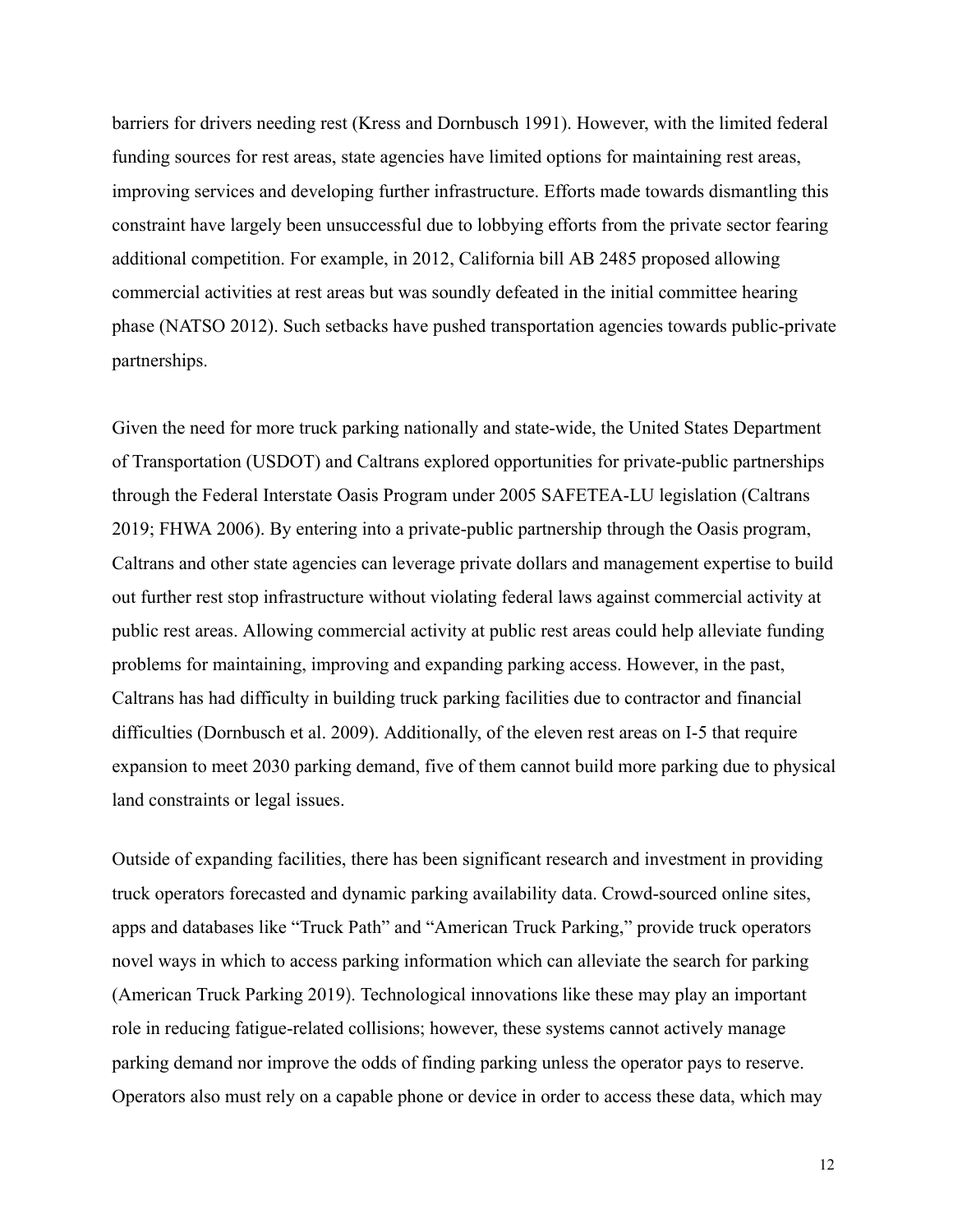barriers for drivers needing rest (Kress and Dornbusch 1991). However, with the limited federal funding sources for rest areas, state agencies have limited options for maintaining rest areas, improving services and developing further infrastructure. Efforts made towards dismantling this constraint have largely been unsuccessful due to lobbying efforts from the private sector fearing additional competition. For example, in 2012, California bill AB 2485 proposed allowing commercial activities at rest areas but was soundly defeated in the initial committee hearing phase (NATSO 2012). Such setbacks have pushed transportation agencies towards public-private partnerships.

Given the need for more truck parking nationally and state-wide, the United States Department of Transportation (USDOT) and Caltrans explored opportunities for private-public partnerships through the Federal Interstate Oasis Program under 2005 SAFETEA-LU legislation (Caltrans 2019; FHWA 2006). By entering into a private-public partnership through the Oasis program, Caltrans and other state agencies can leverage private dollars and management expertise to build out further rest stop infrastructure without violating federal laws against commercial activity at public rest areas. Allowing commercial activity at public rest areas could help alleviate funding problems for maintaining, improving and expanding parking access. However, in the past, Caltrans has had difficulty in building truck parking facilities due to contractor and financial difficulties (Dornbusch et al. 2009). Additionally, of the eleven rest areas on I-5 that require expansion to meet 2030 parking demand, five of them cannot build more parking due to physical land constraints or legal issues.

Outside of expanding facilities, there has been significant research and investment in providing truck operators forecasted and dynamic parking availability data. Crowd-sourced online sites, apps and databases like "Truck Path" and "American Truck Parking," provide truck operators novel ways in which to access parking information which can alleviate the search for parking (American Truck Parking 2019). Technological innovations like these may play an important role in reducing fatigue-related collisions; however, these systems cannot actively manage parking demand nor improve the odds of finding parking unless the operator pays to reserve. Operators also must rely on a capable phone or device in order to access these data, which may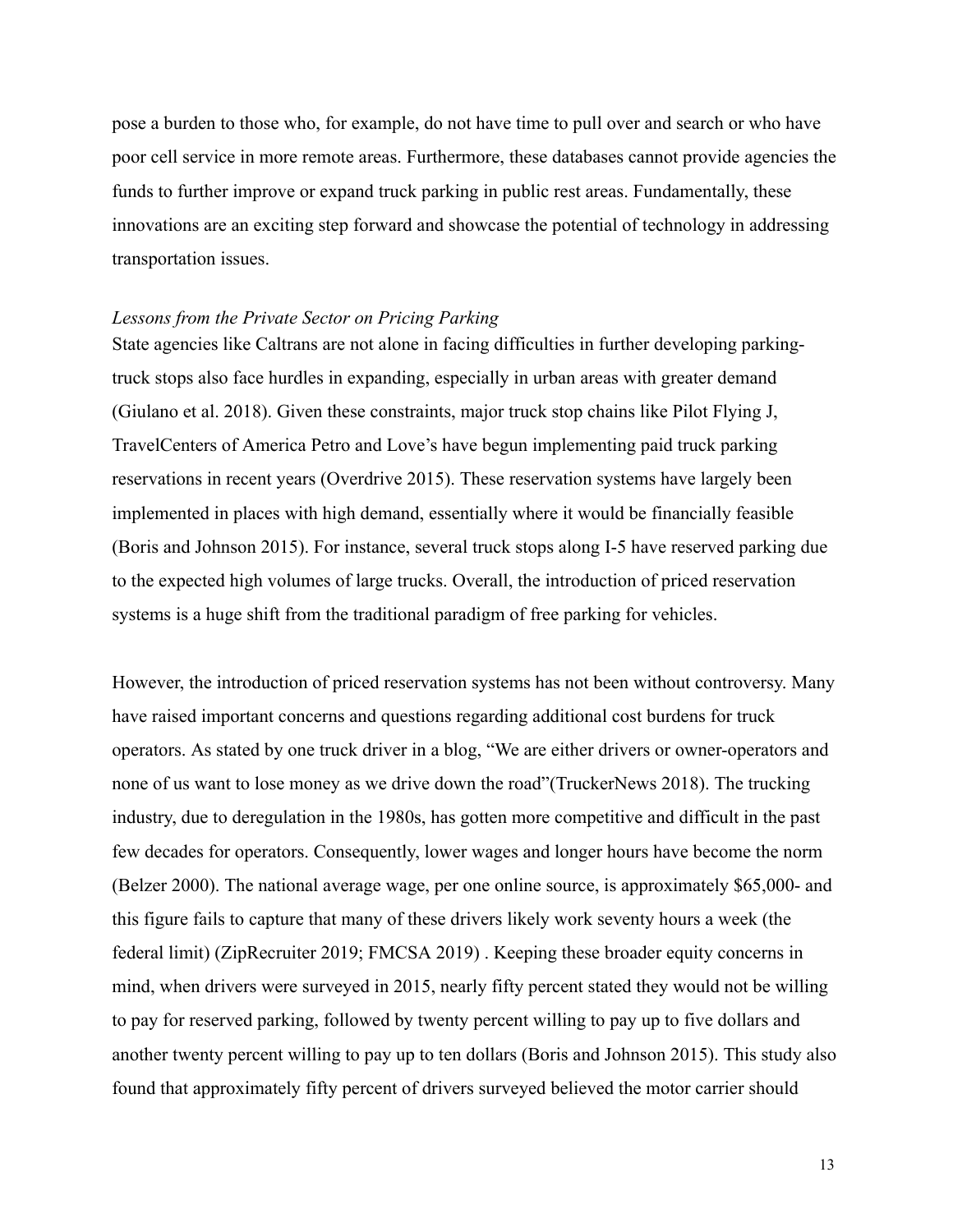pose a burden to those who, for example, do not have time to pull over and search or who have poor cell service in more remote areas. Furthermore, these databases cannot provide agencies the funds to further improve or expand truck parking in public rest areas. Fundamentally, these innovations are an exciting step forward and showcase the potential of technology in addressing transportation issues.

*Lessons from the Private Sector on Pricing Parking*

State agencies like Caltrans are not alone in facing difficulties in further developing parking-truck stops also face hurdles in expanding, especially in urban areas with greater demand (Giulano et al. 2018). Given these constraints, major truck stop chains like Pilot Flying J, TravelCenters of America Petro and Love's have begun implementing paid truck parking reservations in recent years (Overdrive 2015). These reservation systems have largely been implemented in places with high demand, essentially where it would be financially feasible (Boris and Johnson 2015). For instance, several truck stops along I-5 have reserved parking due to the expected high volumes of large trucks. Overall, the introduction of priced reservation systems is a huge shift from the traditional paradigm of free parking for vehicles.

However, the introduction of priced reservation systems has not been without controversy. Many have raised important concerns and questions regarding additional cost burdens for truck operators. As stated by one truck driver in a blog, "We are either drivers or owner-operators and none of us want to lose money as we drive down the road"(TruckerNews 2018). The trucking industry, due to deregulation in the 1980s, has gotten more competitive and difficult in the past few decades for operators. Consequently, lower wages and longer hours have become the norm (Belzer 2000). The national average wage, per one online source, is approximately $65,000- and this figure fails to capture that many of these drivers likely work seventy hours a week (the federal limit) (ZipRecruiter 2019; FMCSA 2019) . Keeping these broader equity concerns in mind, when drivers were surveyed in 2015, nearly fifty percent stated they would not be willing to pay for reserved parking, followed by twenty percent willing to pay up to five dollars and another twenty percent willing to pay up to ten dollars (Boris and Johnson 2015). This study also found that approximately fifty percent of drivers surveyed believed the motor carrier should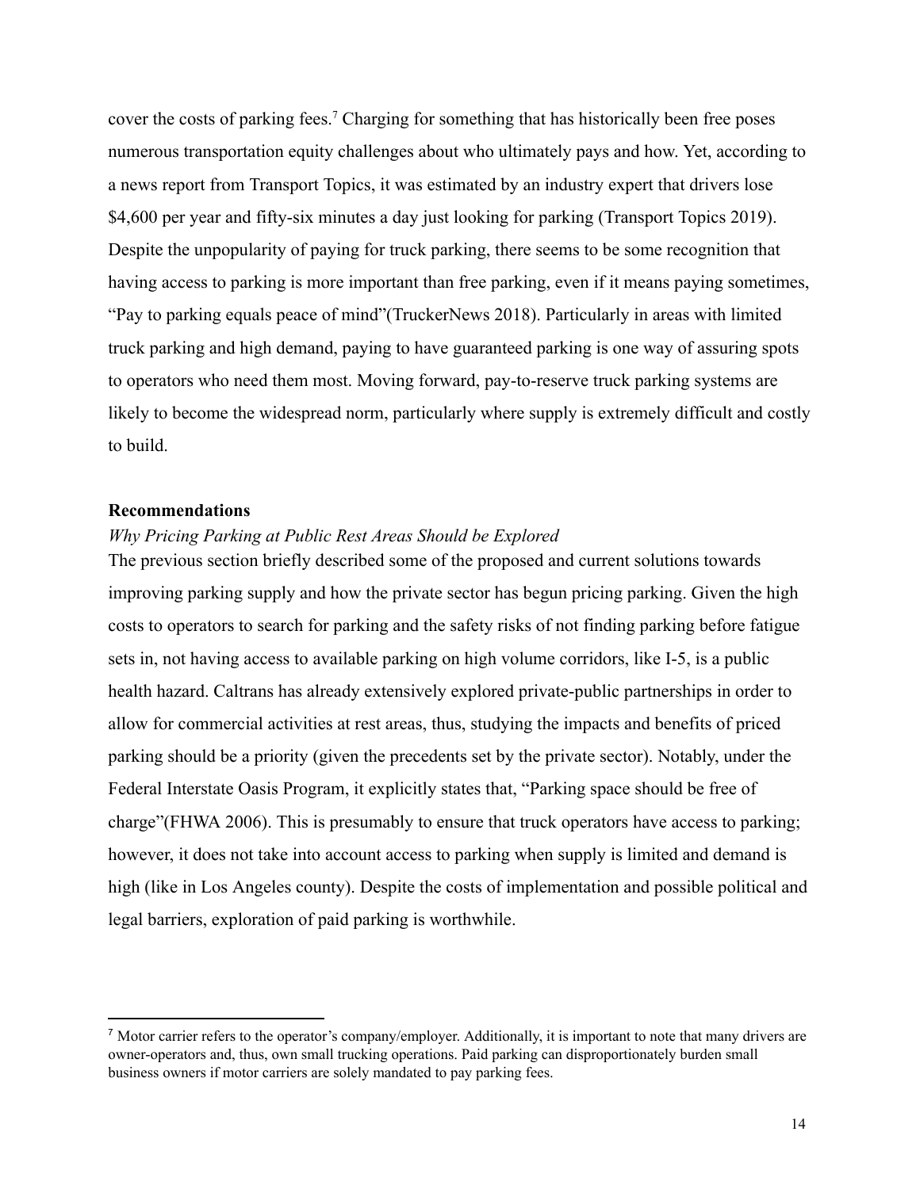cover the costs of parking fees.[7] Charging for something that has historically been free poses numerous transportation equity challenges about who ultimately pays and how. Yet, according to a news report from Transport Topics, it was estimated by an industry expert that drivers lose $4,600 per year and fifty-six minutes a day just looking for parking (Transport Topics 2019). Despite the unpopularity of paying for truck parking, there seems to be some recognition that having access to parking is more important than free parking, even if it means paying sometimes, "Pay to parking equals peace of mind"(TruckerNews 2018). Particularly in areas with limited truck parking and high demand, paying to have guaranteed parking is one way of assuring spots to operators who need them most. Moving forward, pay-to-reserve truck parking systems are likely to become the widespread norm, particularly where supply is extremely difficult and costly to build.

**Recommendations**

*Why Pricing Parking at Public Rest Areas Should be Explored*

The previous section briefly described some of the proposed and current solutions towards improving parking supply and how the private sector has begun pricing parking. Given the high costs to operators to search for parking and the safety risks of not finding parking before fatigue sets in, not having access to available parking on high volume corridors, like I-5, is a public health hazard. Caltrans has already extensively explored private-public partnerships in order to allow for commercial activities at rest areas, thus, studying the impacts and benefits of priced parking should be a priority (given the precedents set by the private sector). Notably, under the Federal Interstate Oasis Program, it explicitly states that, "Parking space should be free of charge"(FHWA 2006). This is presumably to ensure that truck operators have access to parking; however, it does not take into account access to parking when supply is limited and demand is high (like in Los Angeles county). Despite the costs of implementation and possible political and legal barriers, exploration of paid parking is worthwhile.

[7] Motor carrier refers to the operator's company/employer. Additionally, it is important to note that many drivers are owner-operators and, thus, own small trucking operations. Paid parking can disproportionately burden small business owners if motor carriers are solely mandated to pay parking fees.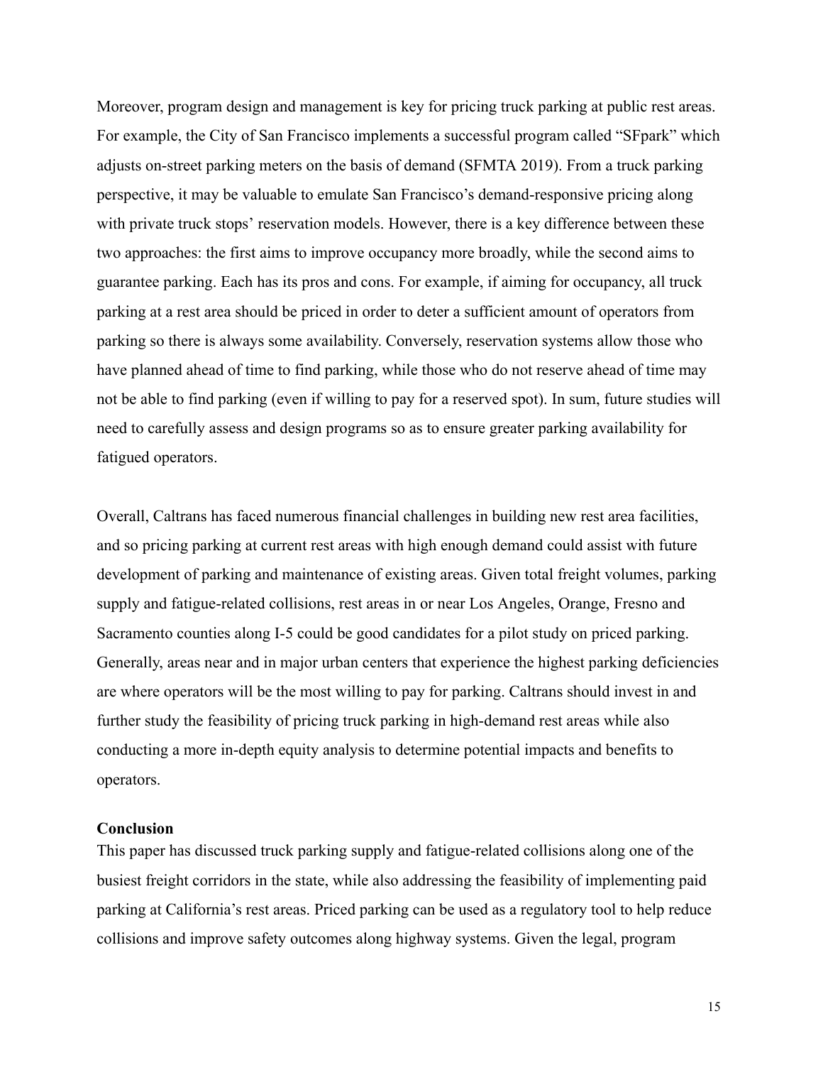Moreover, program design and management is key for pricing truck parking at public rest areas. For example, the City of San Francisco implements a successful program called "SFpark" which adjusts on-street parking meters on the basis of demand (SFMTA 2019). From a truck parking perspective, it may be valuable to emulate San Francisco's demand-responsive pricing along with private truck stops' reservation models. However, there is a key difference between these two approaches: the first aims to improve occupancy more broadly, while the second aims to guarantee parking. Each has its pros and cons. For example, if aiming for occupancy, all truck parking at a rest area should be priced in order to deter a sufficient amount of operators from parking so there is always some availability. Conversely, reservation systems allow those who have planned ahead of time to find parking, while those who do not reserve ahead of time may not be able to find parking (even if willing to pay for a reserved spot). In sum, future studies will need to carefully assess and design programs so as to ensure greater parking availability for fatigued operators.

Overall, Caltrans has faced numerous financial challenges in building new rest area facilities, and so pricing parking at current rest areas with high enough demand could assist with future development of parking and maintenance of existing areas. Given total freight volumes, parking supply and fatigue-related collisions, rest areas in or near Los Angeles, Orange, Fresno and Sacramento counties along I-5 could be good candidates for a pilot study on priced parking. Generally, areas near and in major urban centers that experience the highest parking deficiencies are where operators will be the most willing to pay for parking. Caltrans should invest in and further study the feasibility of pricing truck parking in high-demand rest areas while also conducting a more in-depth equity analysis to determine potential impacts and benefits to operators.

## Conclusion

This paper has discussed truck parking supply and fatigue-related collisions along one of the busiest freight corridors in the state, while also addressing the feasibility of implementing paid parking at California's rest areas. Priced parking can be used as a regulatory tool to help reduce collisions and improve safety outcomes along highway systems. Given the legal, program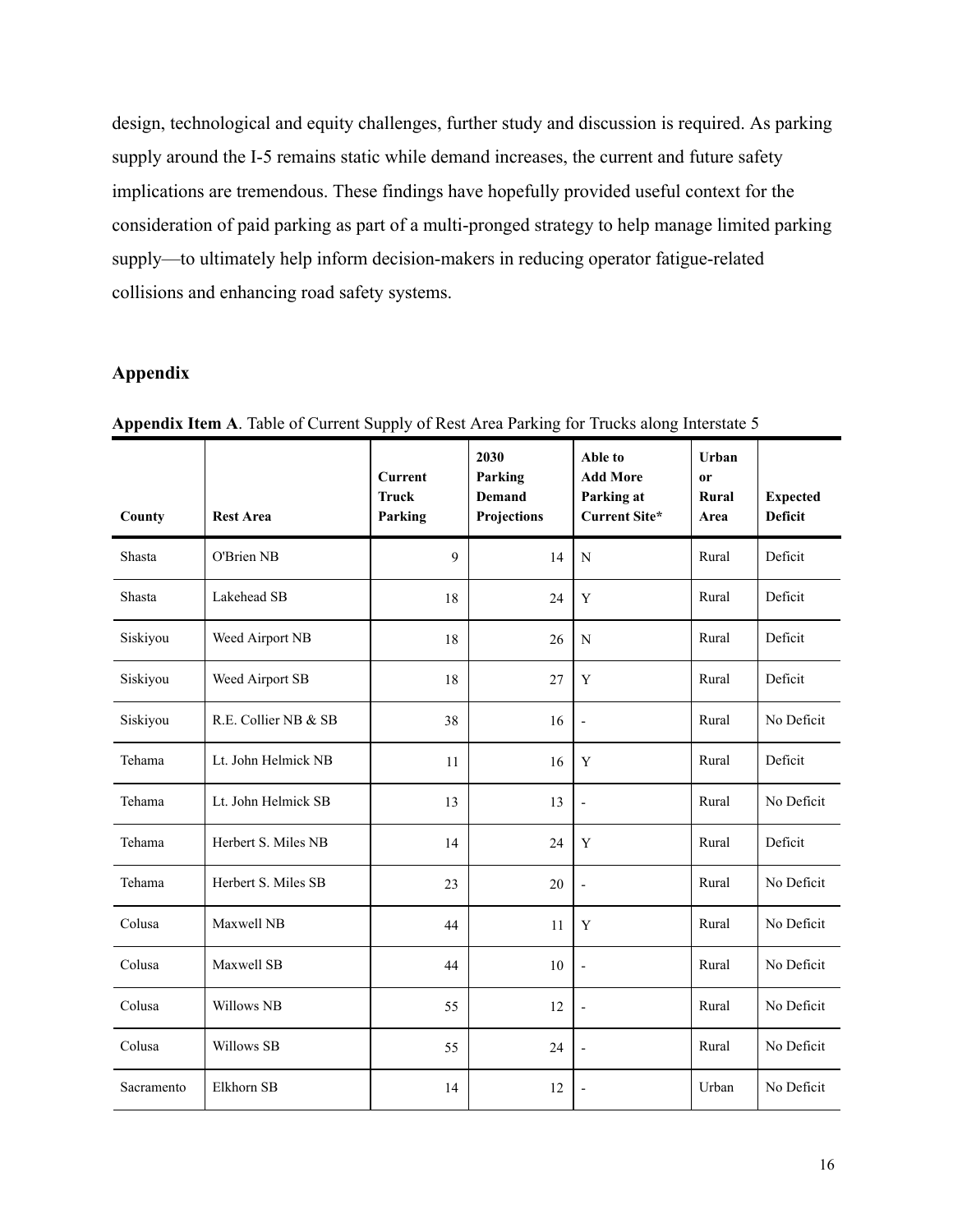design, technological and equity challenges, further study and discussion is required. As parking supply around the I-5 remains static while demand increases, the current and future safety implications are tremendous. These findings have hopefully provided useful context for the consideration of paid parking as part of a multi-pronged strategy to help manage limited parking supply—to ultimately help inform decision-makers in reducing operator fatigue-related collisions and enhancing road safety systems.

## Appendix

**Appendix Item A**. Table of Current Supply of Rest Area Parking for Trucks along Interstate 5

| County | Rest Area | Current Truck Parking | 2030 Parking Demand Projections | Able to Add More Parking at Current Site* | Urban or Rural Area | Expected Deficit |
|---|---|---|---|---|---|---|
| Shasta | O'Brien NB | 9 | 14 | N | Rural | Deficit |
| Shasta | Lakehead SB | 18 | 24 | Y | Rural | Deficit |
| Siskiyou | Weed Airport NB | 18 | 26 | N | Rural | Deficit |
| Siskiyou | Weed Airport SB | 18 | 27 | Y | Rural | Deficit |
| Siskiyou | R.E. Collier NB & SB | 38 | 16 | - | Rural | No Deficit |
| Tehama | Lt. John Helmick NB | 11 | 16 | Y | Rural | Deficit |
| Tehama | Lt. John Helmick SB | 13 | 13 | - | Rural | No Deficit |
| Tehama | Herbert S. Miles NB | 14 | 24 | Y | Rural | Deficit |
| Tehama | Herbert S. Miles SB | 23 | 20 | - | Rural | No Deficit |
| Colusa | Maxwell NB | 44 | 11 | Y | Rural | No Deficit |
| Colusa | Maxwell SB | 44 | 10 | - | Rural | No Deficit |
| Colusa | Willows NB | 55 | 12 | - | Rural | No Deficit |
| Colusa | Willows SB | 55 | 24 | - | Rural | No Deficit |
| Sacramento | Elkhorn SB | 14 | 12 | - | Urban | No Deficit |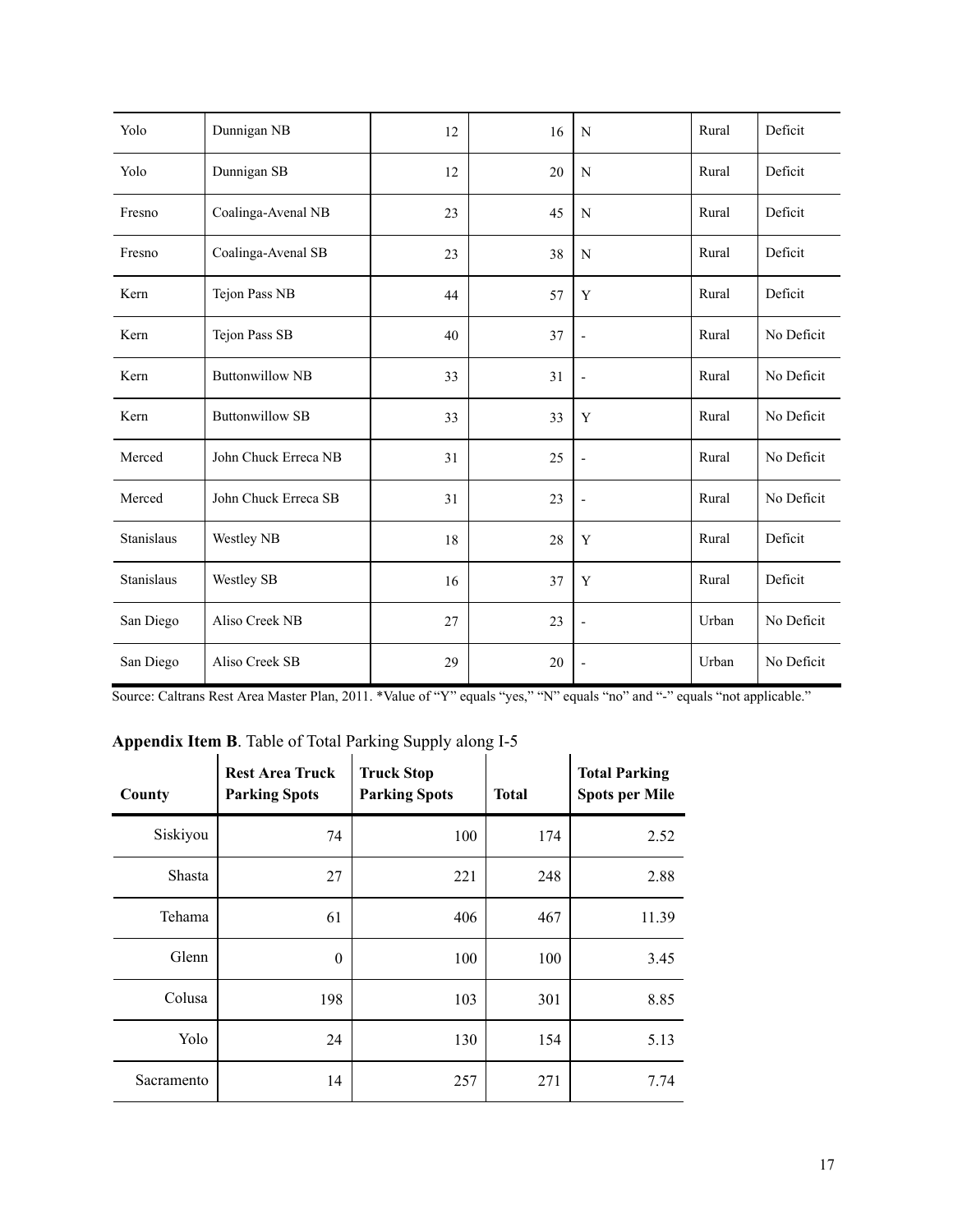| | | | | | | |
|---|---|---|---|---|---|---|
| Yolo | Dunnigan NB | 12 | 16 | N | Rural | Deficit |
| Yolo | Dunnigan SB | 12 | 20 | N | Rural | Deficit |
| Fresno | Coalinga-Avenal NB | 23 | 45 | N | Rural | Deficit |
| Fresno | Coalinga-Avenal SB | 23 | 38 | N | Rural | Deficit |
| Kern | Tejon Pass NB | 44 | 57 | Y | Rural | Deficit |
| Kern | Tejon Pass SB | 40 | 37 | - | Rural | No Deficit |
| Kern | Buttonwillow NB | 33 | 31 | - | Rural | No Deficit |
| Kern | Buttonwillow SB | 33 | 33 | Y | Rural | No Deficit |
| Merced | John Chuck Erreca NB | 31 | 25 | - | Rural | No Deficit |
| Merced | John Chuck Erreca SB | 31 | 23 | - | Rural | No Deficit |
| Stanislaus | Westley NB | 18 | 28 | Y | Rural | Deficit |
| Stanislaus | Westley SB | 16 | 37 | Y | Rural | Deficit |
| San Diego | Aliso Creek NB | 27 | 23 | - | Urban | No Deficit |
| San Diego | Aliso Creek SB | 29 | 20 | - | Urban | No Deficit |

Source: Caltrans Rest Area Master Plan, 2011. *Value of "Y" equals "yes," "N" equals "no" and "-" equals "not applicable."

**Appendix Item B**. Table of Total Parking Supply along I-5

| County | Rest Area Truck Parking Spots | Truck Stop Parking Spots | Total | Total Parking Spots per Mile |
|---|---|---|---|---|
| Siskiyou | 74 | 100 | 174 | 2.52 |
| Shasta | 27 | 221 | 248 | 2.88 |
| Tehama | 61 | 406 | 467 | 11.39 |
| Glenn | 0 | 100 | 100 | 3.45 |
| Colusa | 198 | 103 | 301 | 8.85 |
| Yolo | 24 | 130 | 154 | 5.13 |
| Sacramento | 14 | 257 | 271 | 7.74 |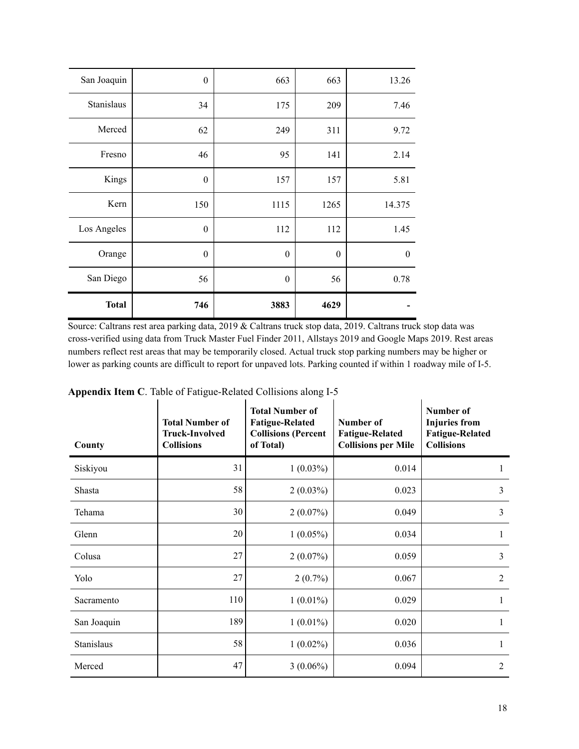| San Joaquin | 0 | 663 | 663 | 13.26 |
|---|---|---|---|---|
| Stanislaus | 34 | 175 | 209 | 7.46 |
| Merced | 62 | 249 | 311 | 9.72 |
| Fresno | 46 | 95 | 141 | 2.14 |
| Kings | 0 | 157 | 157 | 5.81 |
| Kern | 150 | 1115 | 1265 | 14.375 |
| Los Angeles | 0 | 112 | 112 | 1.45 |
| Orange | 0 | 0 | 0 | 0 |
| San Diego | 56 | 0 | 56 | 0.78 |
| **Total** | **746** | **3883** | **4629** | **-** |

Source: Caltrans rest area parking data, 2019 & Caltrans truck stop data, 2019. Caltrans truck stop data was cross-verified using data from Truck Master Fuel Finder 2011, Allstays 2019 and Google Maps 2019. Rest areas numbers reflect rest areas that may be temporarily closed. Actual truck stop parking numbers may be higher or lower as parking counts are difficult to report for unpaved lots. Parking counted if within 1 roadway mile of I-5.

**Appendix Item C**. Table of Fatigue-Related Collisions along I-5

| County | Total Number of Truck-Involved Collisions | Total Number of Fatigue-Related Collisions (Percent of Total) | Number of Fatigue-Related Collisions per Mile | Number of Injuries from Fatigue-Related Collisions |
|---|---|---|---|---|
| Siskiyou | 31 | 1 (0.03%) | 0.014 | 1 |
| Shasta | 58 | 2 (0.03%) | 0.023 | 3 |
| Tehama | 30 | 2 (0.07%) | 0.049 | 3 |
| Glenn | 20 | 1 (0.05%) | 0.034 | 1 |
| Colusa | 27 | 2 (0.07%) | 0.059 | 3 |
| Yolo | 27 | 2 (0.7%) | 0.067 | 2 |
| Sacramento | 110 | 1 (0.01%) | 0.029 | 1 |
| San Joaquin | 189 | 1 (0.01%) | 0.020 | 1 |
| Stanislaus | 58 | 1 (0.02%) | 0.036 | 1 |
| Merced | 47 | 3 (0.06%) | 0.094 | 2 |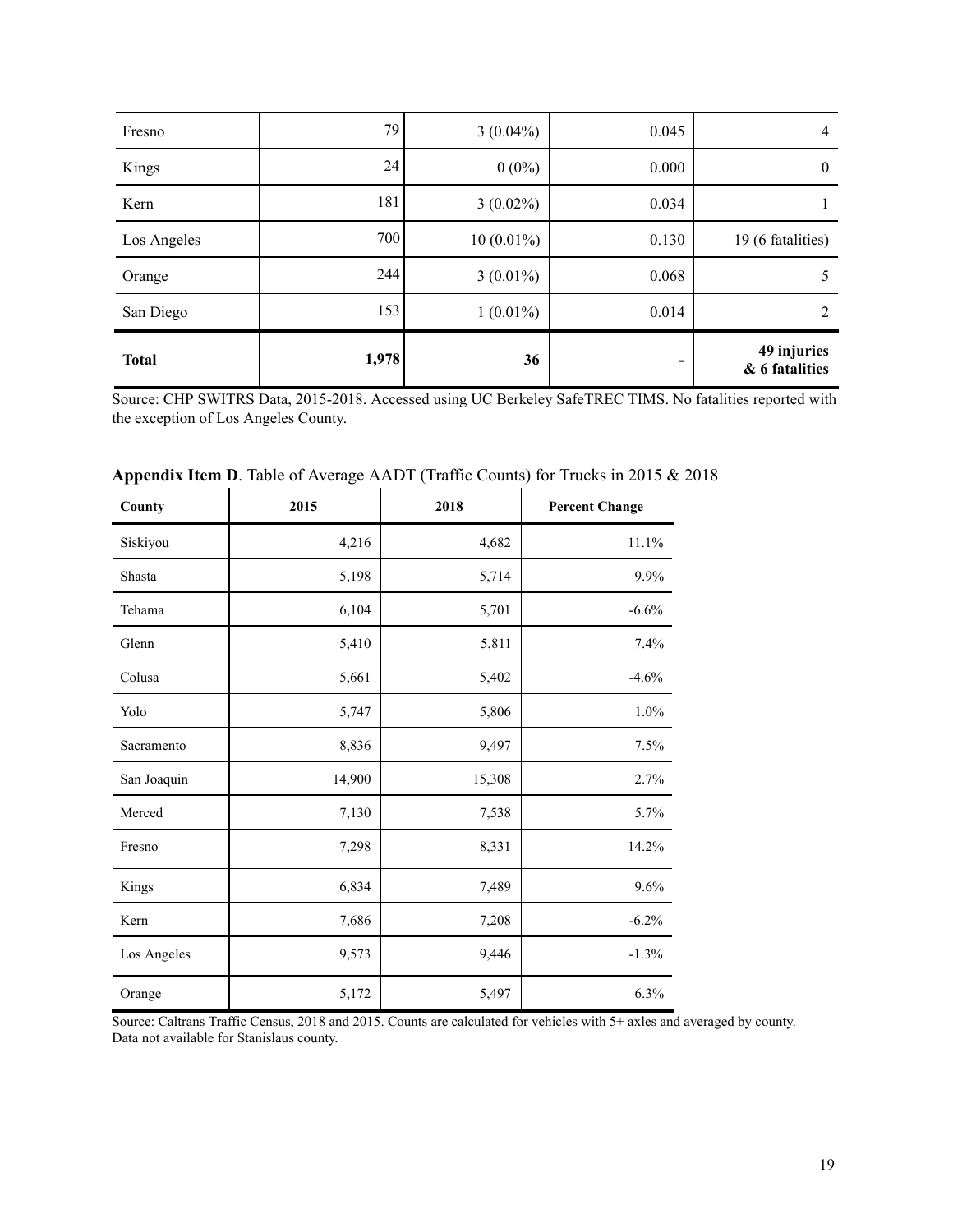| | | | | |
|---|---|---|---|---|
| Fresno | 79 | 3 (0.04%) | 0.045 | 4 |
| Kings | 24 | 0 (0%) | 0.000 | 0 |
| Kern | 181 | 3 (0.02%) | 0.034 | 1 |
| Los Angeles | 700 | 10 (0.01%) | 0.130 | 19 (6 fatalities) |
| Orange | 244 | 3 (0.01%) | 0.068 | 5 |
| San Diego | 153 | 1 (0.01%) | 0.014 | 2 |
| **Total** | **1,978** | **36** | **-** | **49 injuries & 6 fatalities** |

Source: CHP SWITRS Data, 2015-2018. Accessed using UC Berkeley SafeTREC TIMS. No fatalities reported with the exception of Los Angeles County.

**Appendix Item D**. Table of Average AADT (Traffic Counts) for Trucks in 2015 & 2018

| County | 2015 | 2018 | Percent Change |
|---|---|---|---|
| Siskiyou | 4,216 | 4,682 | 11.1% |
| Shasta | 5,198 | 5,714 | 9.9% |
| Tehama | 6,104 | 5,701 | -6.6% |
| Glenn | 5,410 | 5,811 | 7.4% |
| Colusa | 5,661 | 5,402 | -4.6% |
| Yolo | 5,747 | 5,806 | 1.0% |
| Sacramento | 8,836 | 9,497 | 7.5% |
| San Joaquin | 14,900 | 15,308 | 2.7% |
| Merced | 7,130 | 7,538 | 5.7% |
| Fresno | 7,298 | 8,331 | 14.2% |
| Kings | 6,834 | 7,489 | 9.6% |
| Kern | 7,686 | 7,208 | -6.2% |
| Los Angeles | 9,573 | 9,446 | -1.3% |
| Orange | 5,172 | 5,497 | 6.3% |

Source: Caltrans Traffic Census, 2018 and 2015. Counts are calculated for vehicles with 5+ axles and averaged by county. Data not available for Stanislaus county.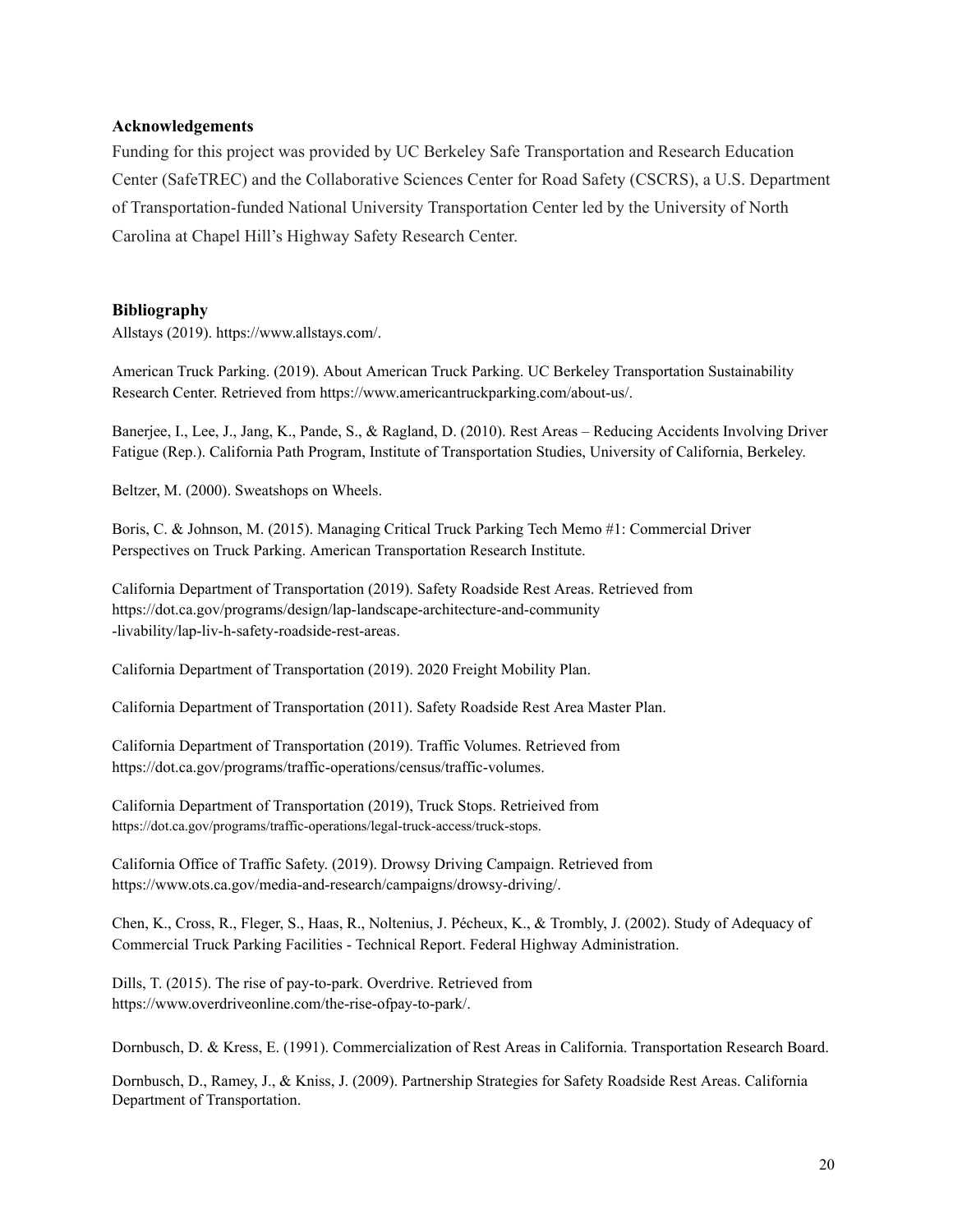## Acknowledgements

Funding for this project was provided by UC Berkeley Safe Transportation and Research Education Center (SafeTREC) and the Collaborative Sciences Center for Road Safety (CSCRS), a U.S. Department of Transportation-funded National University Transportation Center led by the University of North Carolina at Chapel Hill's Highway Safety Research Center.

## Bibliography

Allstays (2019). https://www.allstays.com/.

American Truck Parking. (2019). About American Truck Parking. UC Berkeley Transportation Sustainability Research Center. Retrieved from https://www.americantruckparking.com/about-us/.

Banerjee, I., Lee, J., Jang, K., Pande, S., & Ragland, D. (2010). Rest Areas – Reducing Accidents Involving Driver Fatigue (Rep.). California Path Program, Institute of Transportation Studies, University of California, Berkeley.

Beltzer, M. (2000). Sweatshops on Wheels.

Boris, C. & Johnson, M. (2015). Managing Critical Truck Parking Tech Memo #1: Commercial Driver Perspectives on Truck Parking. American Transportation Research Institute.

California Department of Transportation (2019). Safety Roadside Rest Areas. Retrieved from https://dot.ca.gov/programs/design/lap-landscape-architecture-and-community -livability/lap-liv-h-safety-roadside-rest-areas.

California Department of Transportation (2019). 2020 Freight Mobility Plan.

California Department of Transportation (2011). Safety Roadside Rest Area Master Plan.

California Department of Transportation (2019). Traffic Volumes. Retrieved from https://dot.ca.gov/programs/traffic-operations/census/traffic-volumes.

California Department of Transportation (2019), Truck Stops. Retrieived from https://dot.ca.gov/programs/traffic-operations/legal-truck-access/truck-stops.

California Office of Traffic Safety. (2019). Drowsy Driving Campaign. Retrieved from https://www.ots.ca.gov/media-and-research/campaigns/drowsy-driving/.

Chen, K., Cross, R., Fleger, S., Haas, R., Noltenius, J. Pécheux, K., & Trombly, J. (2002). Study of Adequacy of Commercial Truck Parking Facilities - Technical Report. Federal Highway Administration.

Dills, T. (2015). The rise of pay-to-park. Overdrive. Retrieved from https://www.overdriveonline.com/the-rise-ofpay-to-park/.

Dornbusch, D. & Kress, E. (1991). Commercialization of Rest Areas in California. Transportation Research Board.

Dornbusch, D., Ramey, J., & Kniss, J. (2009). Partnership Strategies for Safety Roadside Rest Areas. California Department of Transportation.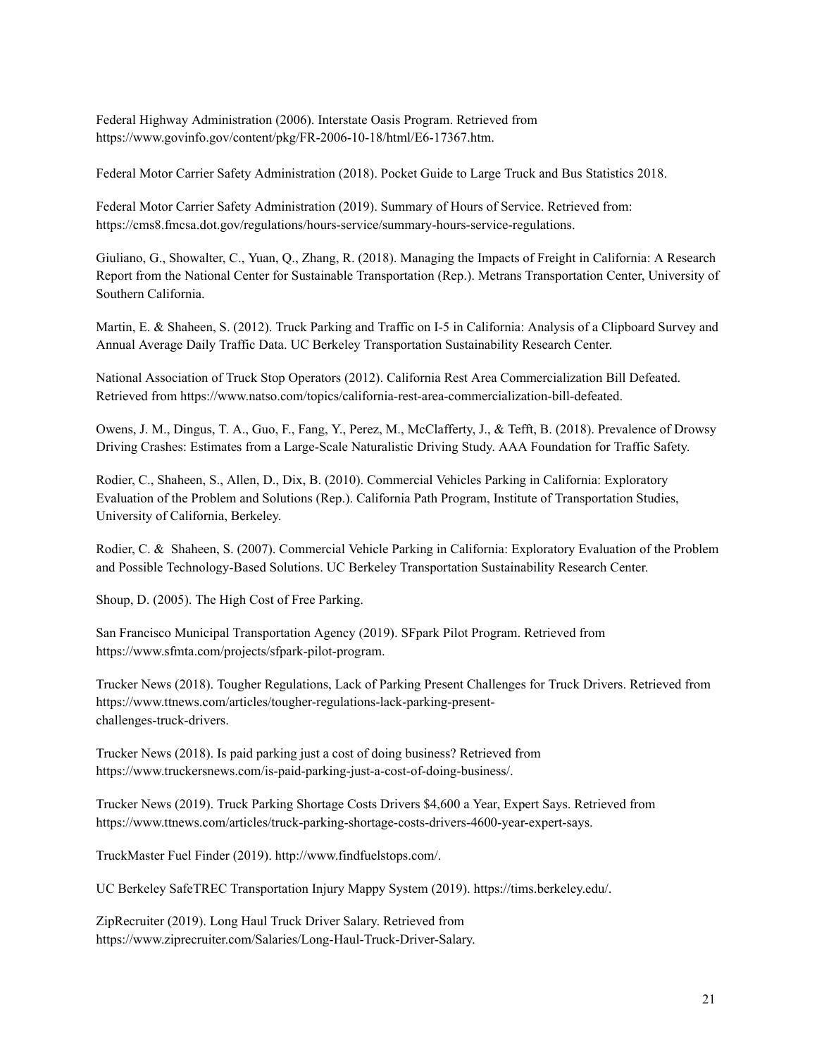Federal Highway Administration (2006). Interstate Oasis Program. Retrieved from https://www.govinfo.gov/content/pkg/FR-2006-10-18/html/E6-17367.htm.

Federal Motor Carrier Safety Administration (2018). Pocket Guide to Large Truck and Bus Statistics 2018.

Federal Motor Carrier Safety Administration (2019). Summary of Hours of Service. Retrieved from: https://cms8.fmcsa.dot.gov/regulations/hours-service/summary-hours-service-regulations.

Giuliano, G., Showalter, C., Yuan, Q., Zhang, R. (2018). Managing the Impacts of Freight in California: A Research Report from the National Center for Sustainable Transportation (Rep.). Metrans Transportation Center, University of Southern California.

Martin, E. & Shaheen, S. (2012). Truck Parking and Traffic on I-5 in California: Analysis of a Clipboard Survey and Annual Average Daily Traffic Data. UC Berkeley Transportation Sustainability Research Center.

National Association of Truck Stop Operators (2012). California Rest Area Commercialization Bill Defeated. Retrieved from https://www.natso.com/topics/california-rest-area-commercialization-bill-defeated.

Owens, J. M., Dingus, T. A., Guo, F., Fang, Y., Perez, M., McClafferty, J., & Tefft, B. (2018). Prevalence of Drowsy Driving Crashes: Estimates from a Large-Scale Naturalistic Driving Study. AAA Foundation for Traffic Safety.

Rodier, C., Shaheen, S., Allen, D., Dix, B. (2010). Commercial Vehicles Parking in California: Exploratory Evaluation of the Problem and Solutions (Rep.). California Path Program, Institute of Transportation Studies, University of California, Berkeley.

Rodier, C. & Shaheen, S. (2007). Commercial Vehicle Parking in California: Exploratory Evaluation of the Problem and Possible Technology-Based Solutions. UC Berkeley Transportation Sustainability Research Center.

Shoup, D. (2005). The High Cost of Free Parking.

San Francisco Municipal Transportation Agency (2019). SFpark Pilot Program. Retrieved from https://www.sfmta.com/projects/sfpark-pilot-program.

Trucker News (2018). Tougher Regulations, Lack of Parking Present Challenges for Truck Drivers. Retrieved from https://www.ttnews.com/articles/tougher-regulations-lack-parking-present-challenges-truck-drivers.

Trucker News (2018). Is paid parking just a cost of doing business? Retrieved from https://www.truckersnews.com/is-paid-parking-just-a-cost-of-doing-business/.

Trucker News (2019). Truck Parking Shortage Costs Drivers $4,600 a Year, Expert Says. Retrieved from https://www.ttnews.com/articles/truck-parking-shortage-costs-drivers-4600-year-expert-says.

TruckMaster Fuel Finder (2019). http://www.findfuelstops.com/.

UC Berkeley SafeTREC Transportation Injury Mappy System (2019). https://tims.berkeley.edu/.

ZipRecruiter (2019). Long Haul Truck Driver Salary. Retrieved from https://www.ziprecruiter.com/Salaries/Long-Haul-Truck-Driver-Salary.